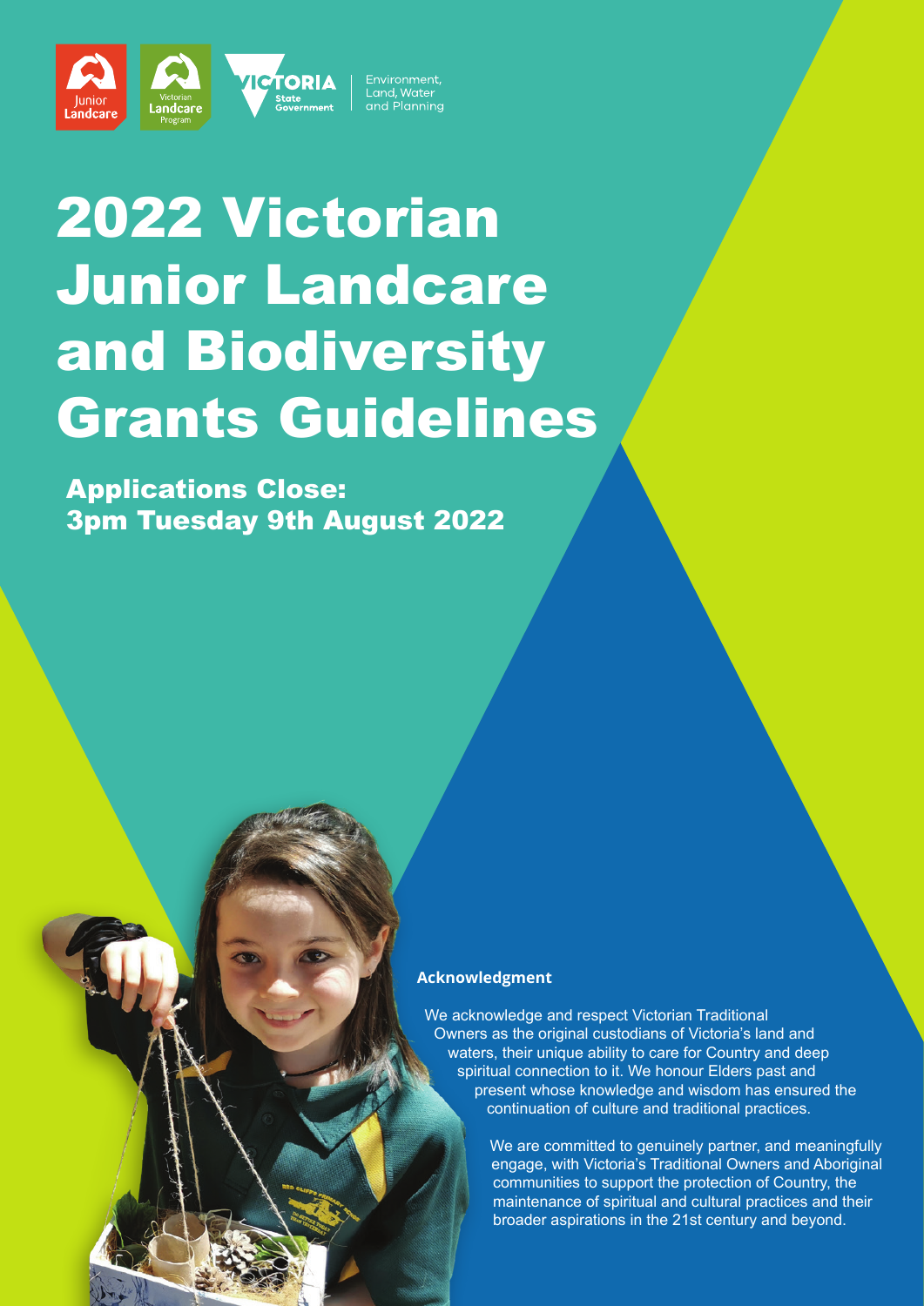# 2022 Victorian Junior Landcare and Biodiversity Grants Guidelines

## Applications Close: 3pm Tuesday 9th August 2022

**Acknowledgment**

We acknowledge and respect Victorian Traditional Owners as the original custodians of Victoria's land and waters, their unique ability to care for Country and deep spiritual connection to it. We honour Elders past and present whose knowledge and wisdom has ensured the continuation of culture and traditional practices.

We are committed to genuinely partner, and meaningfully engage, with Victoria's Traditional Owners and Aboriginal communities to support the protection of Country, the maintenance of spiritual and cultural practices and their broader aspirations in the 21st century and beyond.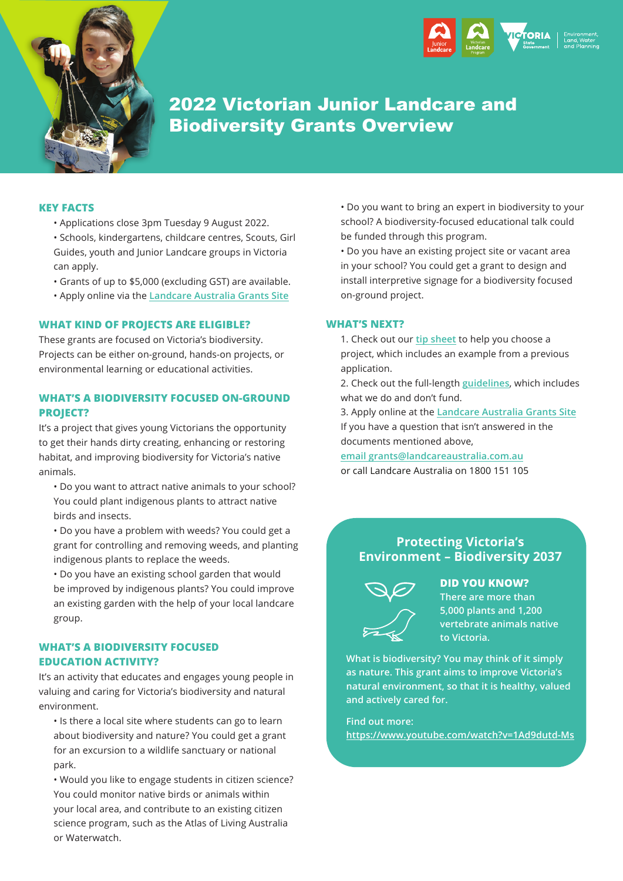# 2022 Victorian Junior Landcare and Biodiversity Grants Overview

## KEY FACTS

- Applications close 3pm Tuesday 9 August 2022.
- Schools, kindergartens, childcare centres, Scouts, Girl Guides, youth and Junior Landcare groups in Victoria can apply.
- Grants of up to $5,000 (excluding GST) are available.
- Apply online via the Landcare Australia Grants Site

## WHAT KIND OF PROJECTS ARE ELIGIBLE?

These grants are focused on Victoria's biodiversity. Projects can be either on-ground, hands-on projects, or environmental learning or educational activities.

## WHAT'S A BIODIVERSITY FOCUSED ON-GROUND PROJECT?

It's a project that gives young Victorians the opportunity to get their hands dirty creating, enhancing or restoring habitat, and improving biodiversity for Victoria's native animals.

- Do you want to attract native animals to your school? You could plant indigenous plants to attract native birds and insects.
- Do you have a problem with weeds? You could get a grant for controlling and removing weeds, and planting indigenous plants to replace the weeds.
- Do you have an existing school garden that would be improved by indigenous plants? You could improve an existing garden with the help of your local landcare group.

## WHAT'S A BIODIVERSITY FOCUSED EDUCATION ACTIVITY?

It's an activity that educates and engages young people in valuing and caring for Victoria's biodiversity and natural environment.

- Is there a local site where students can go to learn about biodiversity and nature? You could get a grant for an excursion to a wildlife sanctuary or national park.
- Would you like to engage students in citizen science? You could monitor native birds or animals within your local area, and contribute to an existing citizen science program, such as the Atlas of Living Australia or Waterwatch.
- Do you want to bring an expert in biodiversity to your school? A biodiversity-focused educational talk could be funded through this program.
- Do you have an existing project site or vacant area in your school? You could get a grant to design and install interpretive signage for a biodiversity focused on-ground project.

## WHAT'S NEXT?

1. Check out our tip sheet to help you choose a project, which includes an example from a previous application.
2. Check out the full-length guidelines, which includes what we do and don't fund.
3. Apply online at the Landcare Australia Grants Site

If you have a question that isn't answered in the documents mentioned above, email grants@landcareaustralia.com.au or call Landcare Australia on 1800 151 105

## Protecting Victoria's Environment – Biodiversity 2037

**DID YOU KNOW?**
There are more than 5,000 plants and 1,200 vertebrate animals native to Victoria.

What is biodiversity? You may think of it simply as nature. This grant aims to improve Victoria's natural environment, so that it is healthy, valued and actively cared for.

Find out more:
https://www.youtube.com/watch?v=1Ad9dutd-Ms